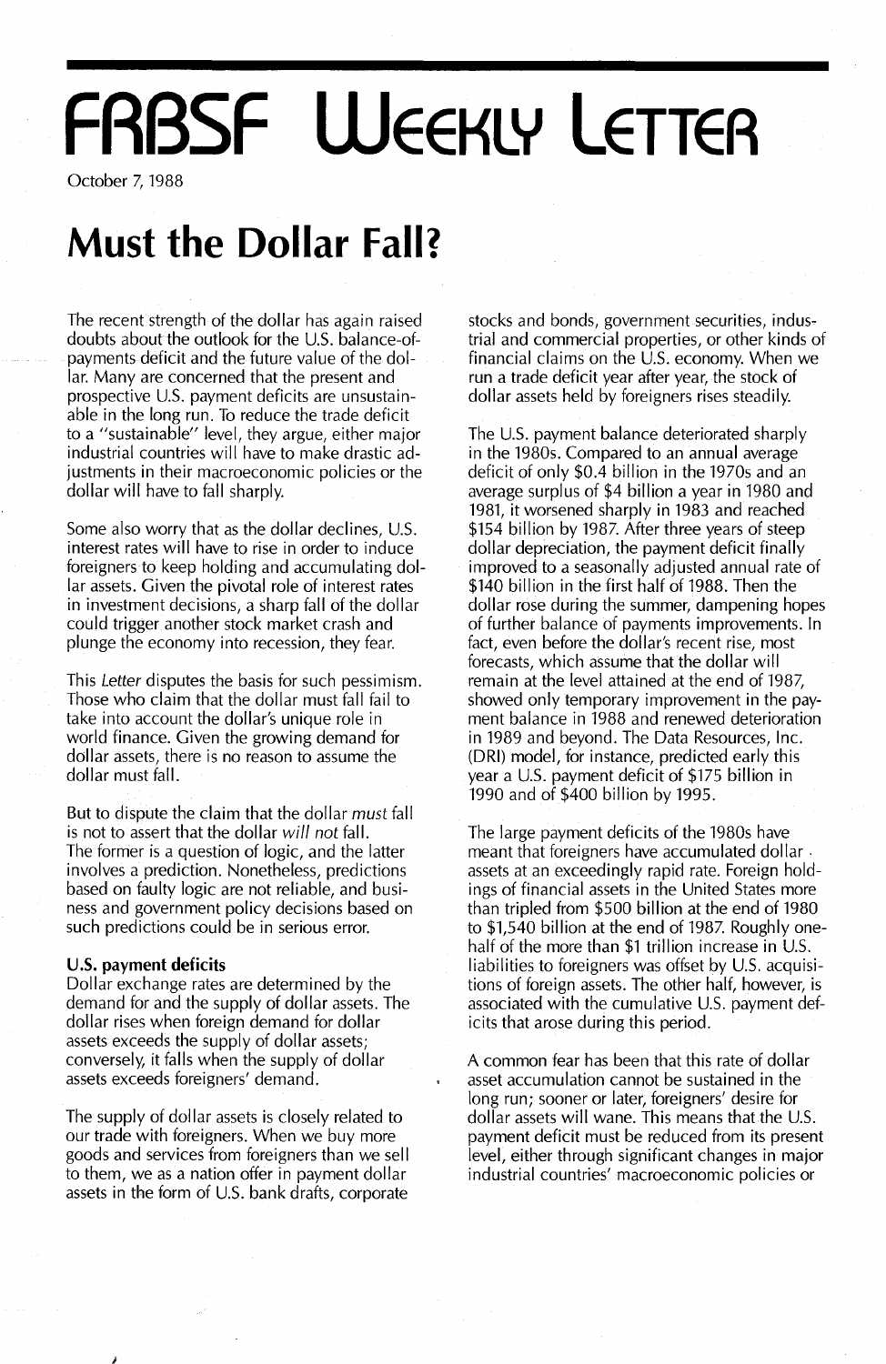# FRBSF Weekly Letter

October 7, 1988

## Must the Dollar Fall?

The recent strength of the dollar has again raised doubts about the outlook for the U.S. balance-of-payments deficit and the future value of the dollar. Many are concerned that the present and prospective U.S. payment deficits are unsustainable in the long run. To reduce the trade deficit to a "sustainable" level, they argue, either major industrial countries will have to make drastic adjustments in their macroeconomic policies or the dollar will have to fall sharply.

Some also worry that as the dollar declines, U.S. interest rates will have to rise in order to induce foreigners to keep holding and accumulating dollar assets. Given the pivotal role of interest rates in investment decisions, a sharp fall of the dollar could trigger another stock market crash and plunge the economy into recession, they fear.

This *Letter* disputes the basis for such pessimism. Those who claim that the dollar must fall fail to take into account the dollar's unique role in world finance. Given the growing demand for dollar assets, there is no reason to assume the dollar must fall.

But to dispute the claim that the dollar *must* fall is not to assert that the dollar *will not* fall. The former is a question of logic, and the latter involves a prediction. Nonetheless, predictions based on faulty logic are not reliable, and business and government policy decisions based on such predictions could be in serious error.

### U.S. payment deficits

Dollar exchange rates are determined by the demand for and the supply of dollar assets. The dollar rises when foreign demand for dollar assets exceeds the supply of dollar assets; conversely, it falls when the supply of dollar assets exceeds foreigners' demand.

The supply of dollar assets is closely related to our trade with foreigners. When we buy more goods and services from foreigners than we sell to them, we as a nation offer in payment dollar assets in the form of U.S. bank drafts, corporate stocks and bonds, government securities, industrial and commercial properties, or other kinds of financial claims on the U.S. economy. When we run a trade deficit year after year, the stock of dollar assets held by foreigners rises steadily.

The U.S. payment balance deteriorated sharply in the 1980s. Compared to an annual average deficit of only $0.4 billion in the 1970s and an average surplus of $4 billion a year in 1980 and 1981, it worsened sharply in 1983 and reached $154 billion by 1987. After three years of steep dollar depreciation, the payment deficit finally improved to a seasonally adjusted annual rate of $140 billion in the first half of 1988. Then the dollar rose during the summer, dampening hopes of further balance of payments improvements. In fact, even before the dollar's recent rise, most forecasts, which assume that the dollar will remain at the level attained at the end of 1987, showed only temporary improvement in the payment balance in 1988 and renewed deterioration in 1989 and beyond. The Data Resources, Inc. (DRI) model, for instance, predicted early this year a U.S. payment deficit of $175 billion in 1990 and of $400 billion by 1995.

The large payment deficits of the 1980s have meant that foreigners have accumulated dollar assets at an exceedingly rapid rate. Foreign holdings of financial assets in the United States more than tripled from $500 billion at the end of 1980 to $1,540 billion at the end of 1987. Roughly one-half of the more than $1 trillion increase in U.S. liabilities to foreigners was offset by U.S. acquisitions of foreign assets. The other half, however, is associated with the cumulative U.S. payment deficits that arose during this period.

A common fear has been that this rate of dollar asset accumulation cannot be sustained in the long run; sooner or later, foreigners' desire for dollar assets will wane. This means that the U.S. payment deficit must be reduced from its present level, either through significant changes in major industrial countries' macroeconomic policies or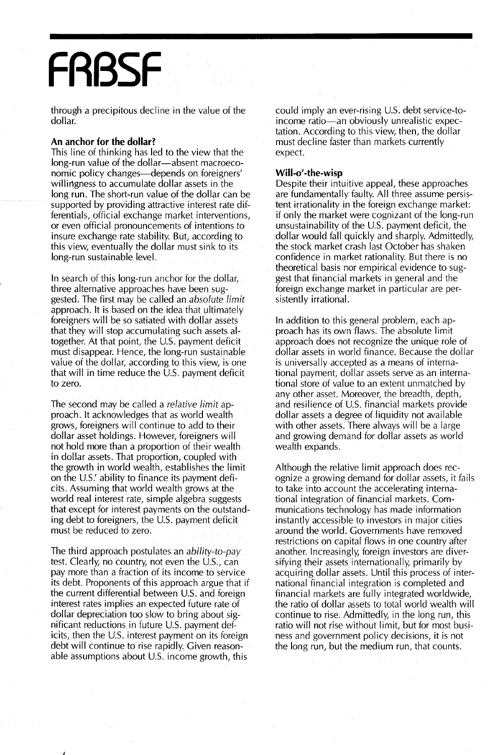through a precipitous decline in the value of the dollar.

## An anchor for the dollar?

This line of thinking has led to the view that the long-run value of the dollar—absent macroeconomic policy changes—depends on foreigners' willingness to accumulate dollar assets in the long run. The short-run value of the dollar can be supported by providing attractive interest rate differentials, official exchange market interventions, or even official pronouncements of intentions to insure exchange rate stability. But, according to this view, eventually the dollar must sink to its long-run sustainable level.

In search of this long-run anchor for the dollar, three alternative approaches have been suggested. The first may be called an *absolute limit* approach. It is based on the idea that ultimately foreigners will be so satiated with dollar assets that they will stop accumulating such assets altogether. At that point, the U.S. payment deficit must disappear. Hence, the long-run sustainable value of the dollar, according to this view, is one that will in time reduce the U.S. payment deficit to zero.

The second may be called a *relative limit* approach. It acknowledges that as world wealth grows, foreigners will continue to add to their dollar asset holdings. However, foreigners will not hold more than a proportion of their wealth in dollar assets. That proportion, coupled with the growth in world wealth, establishes the limit on the U.S.' ability to finance its payment deficits. Assuming that world wealth grows at the world real interest rate, simple algebra suggests that except for interest payments on the outstanding debt to foreigners, the U.S. payment deficit must be reduced to zero.

The third approach postulates an *ability-to-pay* test. Clearly, no country, not even the U.S., can pay more than a fraction of its income to service its debt. Proponents of this approach argue that if the current differential between U.S. and foreign interest rates implies an expected future rate of dollar depreciation too slow to bring about significant reductions in future U.S. payment deficits, then the U.S. interest payment on its foreign debt will continue to rise rapidly. Given reasonable assumptions about U.S. income growth, this could imply an ever-rising U.S. debt service-to-income ratio—an obviously unrealistic expectation. According to this view, then, the dollar must decline faster than markets currently expect.

## Will-o'-the-wisp

Despite their intuitive appeal, these approaches are fundamentally faulty. All three assume persistent irrationality in the foreign exchange market: if only the market were cognizant of the long-run unsustainability of the U.S. payment deficit, the dollar would fall quickly and sharply. Admittedly, the stock market crash last October has shaken confidence in market rationality. But there is no theoretical basis nor empirical evidence to suggest that financial markets in general and the foreign exchange market in particular are persistently irrational.

In addition to this general problem, each approach has its own flaws. The absolute limit approach does not recognize the unique role of dollar assets in world finance. Because the dollar is universally accepted as a means of international payment, dollar assets serve as an international store of value to an extent unmatched by any other asset. Moreover, the breadth, depth, and resilience of U.S. financial markets provide dollar assets a degree of liquidity not available with other assets. There always will be a large and growing demand for dollar assets as world wealth expands.

Although the relative limit approach does recognize a growing demand for dollar assets, it fails to take into account the accelerating international integration of financial markets. Communications technology has made information instantly accessible to investors in major cities around the world. Governments have removed restrictions on capital flows in one country after another. Increasingly, foreign investors are diversifying their assets internationally, primarily by acquiring dollar assets. Until this process of international financial integration is completed and financial markets are fully integrated worldwide, the ratio of dollar assets to total world wealth will continue to rise. Admittedly, in the long run, this ratio will not rise without limit, but for most business and government policy decisions, it is not the long run, but the medium run, that counts.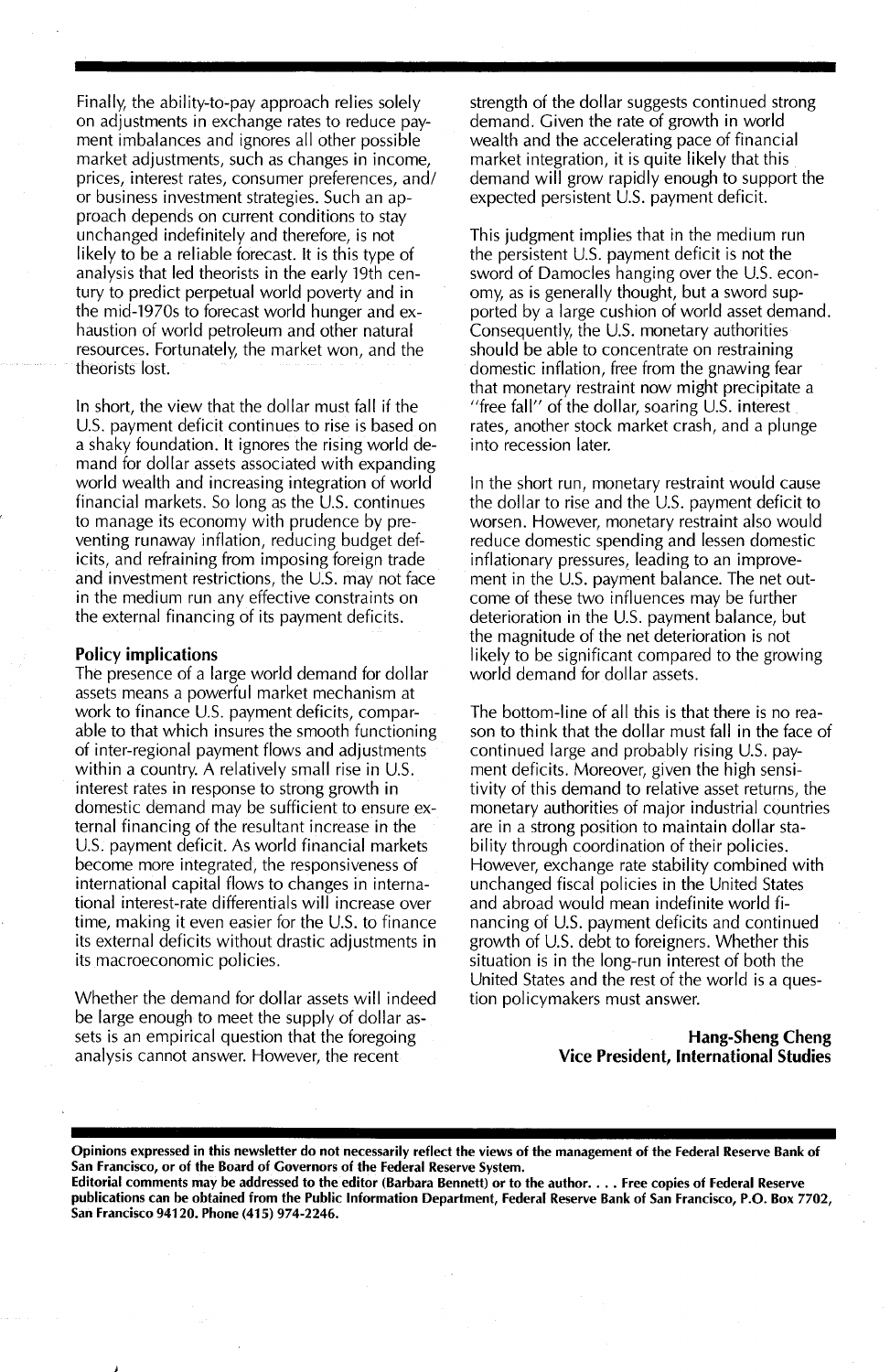Finally, the ability-to-pay approach relies solely on adjustments in exchange rates to reduce payment imbalances and ignores all other possible market adjustments, such as changes in income, prices, interest rates, consumer preferences, and/or business investment strategies. Such an approach depends on current conditions to stay unchanged indefinitely and therefore, is not likely to be a reliable forecast. It is this type of analysis that led theorists in the early 19th century to predict perpetual world poverty and in the mid-1970s to forecast world hunger and exhaustion of world petroleum and other natural resources. Fortunately, the market won, and the theorists lost.

In short, the view that the dollar must fall if the U.S. payment deficit continues to rise is based on a shaky foundation. It ignores the rising world demand for dollar assets associated with expanding world wealth and increasing integration of world financial markets. So long as the U.S. continues to manage its economy with prudence by preventing runaway inflation, reducing budget deficits, and refraining from imposing foreign trade and investment restrictions, the U.S. may not face in the medium run any effective constraints on the external financing of its payment deficits.

**Policy implications**

The presence of a large world demand for dollar assets means a powerful market mechanism at work to finance U.S. payment deficits, comparable to that which insures the smooth functioning of inter-regional payment flows and adjustments within a country. A relatively small rise in U.S. interest rates in response to strong growth in domestic demand may be sufficient to ensure external financing of the resultant increase in the U.S. payment deficit. As world financial markets become more integrated, the responsiveness of international capital flows to changes in international interest-rate differentials will increase over time, making it even easier for the U.S. to finance its external deficits without drastic adjustments in its macroeconomic policies.

Whether the demand for dollar assets will indeed be large enough to meet the supply of dollar assets is an empirical question that the foregoing analysis cannot answer. However, the recent strength of the dollar suggests continued strong demand. Given the rate of growth in world wealth and the accelerating pace of financial market integration, it is quite likely that this demand will grow rapidly enough to support the expected persistent U.S. payment deficit.

This judgment implies that in the medium run the persistent U.S. payment deficit is not the sword of Damocles hanging over the U.S. economy, as is generally thought, but a sword supported by a large cushion of world asset demand. Consequently, the U.S. monetary authorities should be able to concentrate on restraining domestic inflation, free from the gnawing fear that monetary restraint now might precipitate a "free fall" of the dollar, soaring U.S. interest rates, another stock market crash, and a plunge into recession later.

In the short run, monetary restraint would cause the dollar to rise and the U.S. payment deficit to worsen. However, monetary restraint also would reduce domestic spending and lessen domestic inflationary pressures, leading to an improvement in the U.S. payment balance. The net outcome of these two influences may be further deterioration in the U.S. payment balance, but the magnitude of the net deterioration is not likely to be significant compared to the growing world demand for dollar assets.

The bottom-line of all this is that there is no reason to think that the dollar must fall in the face of continued large and probably rising U.S. payment deficits. Moreover, given the high sensitivity of this demand to relative asset returns, the monetary authorities of major industrial countries are in a strong position to maintain dollar stability through coordination of their policies. However, exchange rate stability combined with unchanged fiscal policies in the United States and abroad would mean indefinite world financing of U.S. payment deficits and continued growth of U.S. debt to foreigners. Whether this situation is in the long-run interest of both the United States and the rest of the world is a question policymakers must answer.

**Hang-Sheng Cheng**
**Vice President, International Studies**

**Opinions expressed in this newsletter do not necessarily reflect the views of the management of the Federal Reserve Bank of San Francisco, or of the Board of Governors of the Federal Reserve System.**
**Editorial comments may be addressed to the editor (Barbara Bennett) or to the author. . . . Free copies of Federal Reserve publications can be obtained from the Public Information Department, Federal Reserve Bank of San Francisco, P.O. Box 7702, San Francisco 94120. Phone (415) 974-2246.**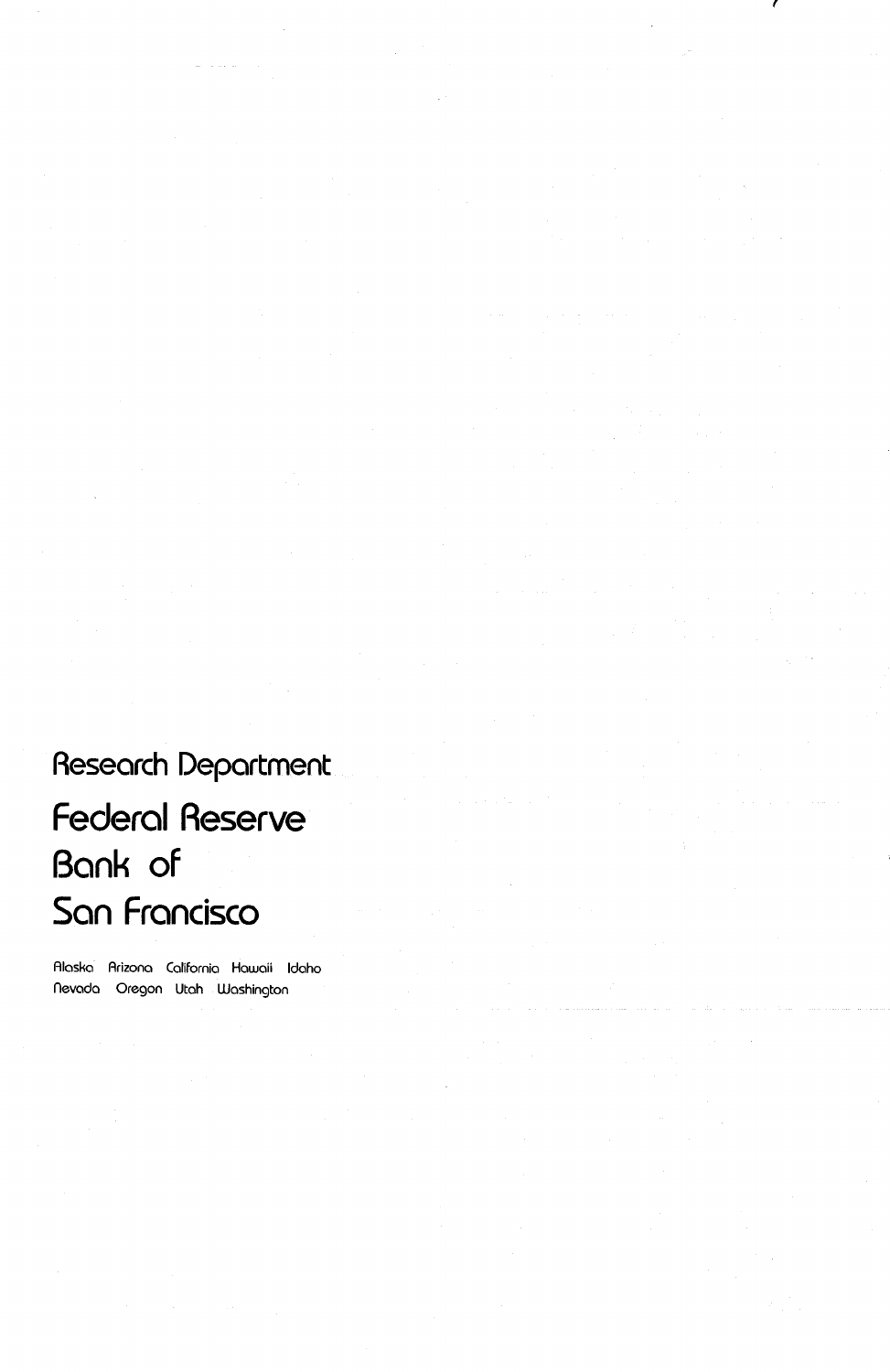Research Department

# Federal Reserve Bank of San Francisco

Alaska Arizona California Hawaii Idaho
Nevada Oregon Utah Washington